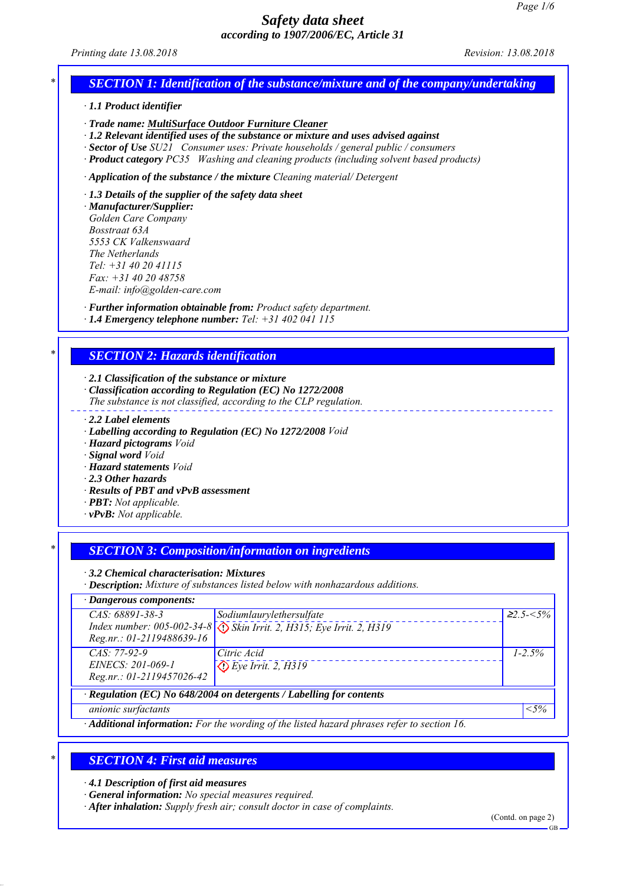# Safety data sheet
## according to 1907/2006/EC, Article 31

*Printing date 13.08.2018* *Revision: 13.08.2018*

## SECTION 1: Identification of the substance/mixture and of the company/undertaking

· **1.1 Product identifier**

· **Trade name: MultiSurface Outdoor Furniture Cleaner**
· **1.2 Relevant identified uses of the substance or mixture and uses advised against**
· **Sector of Use** SU21 Consumer uses: Private households / general public / consumers
· **Product category** PC35 Washing and cleaning products (including solvent based products)

· **Application of the substance / the mixture** Cleaning material/ Detergent

· **1.3 Details of the supplier of the safety data sheet**
· **Manufacturer/Supplier:**
Golden Care Company
Bosstraat 63A
5553 CK Valkenswaard
The Netherlands
Tel: +31 40 20 41115
Fax: +31 40 20 48758
E-mail: info@golden-care.com

· **Further information obtainable from:** Product safety department.
· **1.4 Emergency telephone number:** Tel: +31 402 041 115

## SECTION 2: Hazards identification

· **2.1 Classification of the substance or mixture**
· **Classification according to Regulation (EC) No 1272/2008**
The substance is not classified, according to the CLP regulation.

· **2.2 Label elements**
· **Labelling according to Regulation (EC) No 1272/2008** Void
· **Hazard pictograms** Void
· **Signal word** Void
· **Hazard statements** Void
· **2.3 Other hazards**
· **Results of PBT and vPvB assessment**
· **PBT:** Not applicable.
· **vPvB:** Not applicable.

## SECTION 3: Composition/information on ingredients

· **3.2 Chemical characterisation: Mixtures**
· **Description:** Mixture of substances listed below with nonhazardous additions.

· **Dangerous components:**

| Identifiers | Name / Classification | Concentration |
|---|---|---|
| CAS: 68891-38-3<br>Index number: 005-002-34-8<br>Reg.nr.: 01-2119488639-16 | Sodiumlaurylethersulfate<br>Skin Irrit. 2, H315; Eye Irrit. 2, H319 | ≥2.5-<5% |
| CAS: 77-92-9<br>EINECS: 201-069-1<br>Reg.nr.: 01-2119457026-42 | Citric Acid<br>Eye Irrit. 2, H319 | 1-2.5% |

· **Regulation (EC) No 648/2004 on detergents / Labelling for contents**

| | |
|---|---|
| anionic surfactants | <5% |

· **Additional information:** For the wording of the listed hazard phrases refer to section 16.

## SECTION 4: First aid measures

· **4.1 Description of first aid measures**
· **General information:** No special measures required.
· **After inhalation:** Supply fresh air; consult doctor in case of complaints.

(Contd. on page 2)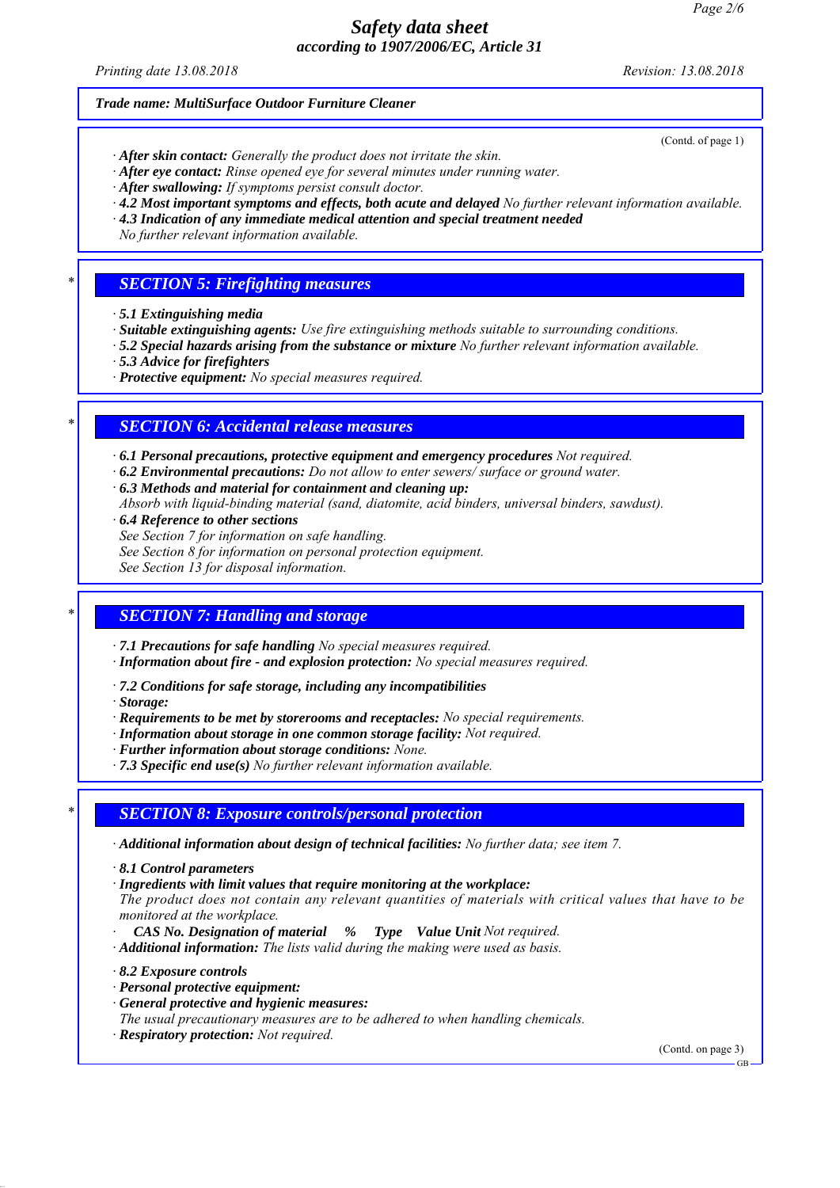*Trade name: MultiSurface Outdoor Furniture Cleaner*

(Contd. of page 1)

· **After skin contact:** Generally the product does not irritate the skin.
· **After eye contact:** Rinse opened eye for several minutes under running water.
· **After swallowing:** If symptoms persist consult doctor.
· **4.2 Most important symptoms and effects, both acute and delayed** No further relevant information available.
· **4.3 Indication of any immediate medical attention and special treatment needed**
No further relevant information available.

## * SECTION 5: Firefighting measures

· **5.1 Extinguishing media**
· **Suitable extinguishing agents:** Use fire extinguishing methods suitable to surrounding conditions.
· **5.2 Special hazards arising from the substance or mixture** No further relevant information available.
· **5.3 Advice for firefighters**
· **Protective equipment:** No special measures required.

## * SECTION 6: Accidental release measures

· **6.1 Personal precautions, protective equipment and emergency procedures** Not required.
· **6.2 Environmental precautions:** Do not allow to enter sewers/ surface or ground water.
· **6.3 Methods and material for containment and cleaning up:**
Absorb with liquid-binding material (sand, diatomite, acid binders, universal binders, sawdust).
· **6.4 Reference to other sections**
See Section 7 for information on safe handling.
See Section 8 for information on personal protection equipment.
See Section 13 for disposal information.

## * SECTION 7: Handling and storage

· **7.1 Precautions for safe handling** No special measures required.
· **Information about fire - and explosion protection:** No special measures required.

· **7.2 Conditions for safe storage, including any incompatibilities**
· **Storage:**
· **Requirements to be met by storerooms and receptacles:** No special requirements.
· **Information about storage in one common storage facility:** Not required.
· **Further information about storage conditions:** None.
· **7.3 Specific end use(s)** No further relevant information available.

## * SECTION 8: Exposure controls/personal protection

· **Additional information about design of technical facilities:** No further data; see item 7.

· **8.1 Control parameters**
· **Ingredients with limit values that require monitoring at the workplace:**
The product does not contain any relevant quantities of materials with critical values that have to be monitored at the workplace.
· **CAS No. Designation of material % Type Value Unit** Not required.
· **Additional information:** The lists valid during the making were used as basis.

· **8.2 Exposure controls**
· **Personal protective equipment:**
· **General protective and hygienic measures:**
The usual precautionary measures are to be adhered to when handling chemicals.
· **Respiratory protection:** Not required.

(Contd. on page 3)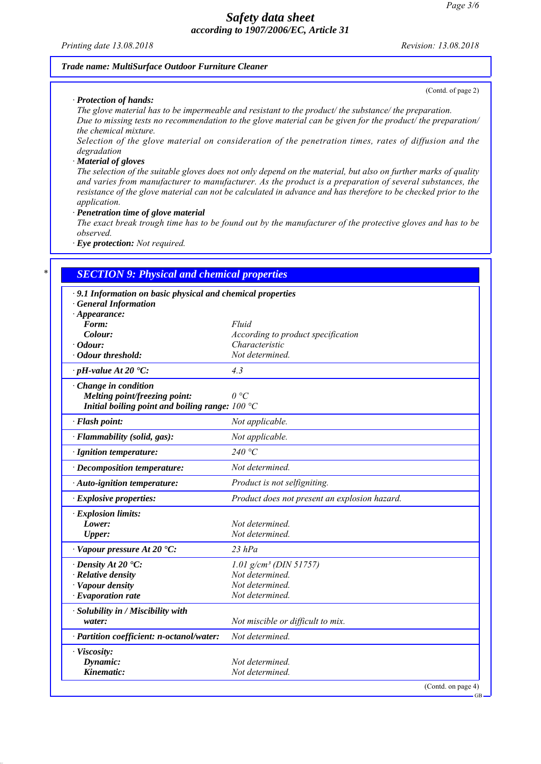**Trade name: MultiSurface Outdoor Furniture Cleaner**

(Contd. of page 2)

· **Protection of hands:**
The glove material has to be impermeable and resistant to the product/ the substance/ the preparation.
Due to missing tests no recommendation to the glove material can be given for the product/ the preparation/ the chemical mixture.
Selection of the glove material on consideration of the penetration times, rates of diffusion and the degradation

· **Material of gloves**
The selection of the suitable gloves does not only depend on the material, but also on further marks of quality and varies from manufacturer to manufacturer. As the product is a preparation of several substances, the resistance of the glove material can not be calculated in advance and has therefore to be checked prior to the application.

· **Penetration time of glove material**
The exact break trough time has to be found out by the manufacturer of the protective gloves and has to be observed.

· **Eye protection:** Not required.

## SECTION 9: Physical and chemical properties

· **9.1 Information on basic physical and chemical properties**
· **General Information**

| Property | Value |
|---|---|
| · **Appearance:** | |
| **Form:** | Fluid |
| **Colour:** | According to product specification |
| · **Odour:** | Characteristic |
| · **Odour threshold:** | Not determined. |
| · **pH-value At 20 °C:** | 4.3 |
| · **Change in condition** | |
| **Melting point/freezing point:** | 0 °C |
| **Initial boiling point and boiling range:** | 100 °C |
| · **Flash point:** | Not applicable. |
| · **Flammability (solid, gas):** | Not applicable. |
| · **Ignition temperature:** | 240 °C |
| · **Decomposition temperature:** | Not determined. |
| · **Auto-ignition temperature:** | Product is not selfigniting. |
| · **Explosive properties:** | Product does not present an explosion hazard. |
| · **Explosion limits:** | |
| **Lower:** | Not determined. |
| **Upper:** | Not determined. |
| · **Vapour pressure At 20 °C:** | 23 hPa |
| · **Density At 20 °C:** | 1.01 g/cm³ (DIN 51757) |
| · **Relative density** | Not determined. |
| · **Vapour density** | Not determined. |
| · **Evaporation rate** | Not determined. |
| · **Solubility in / Miscibility with** | |
| **water:** | Not miscible or difficult to mix. |
| · **Partition coefficient: n-octanol/water:** | Not determined. |
| · **Viscosity:** | |
| **Dynamic:** | Not determined. |
| **Kinematic:** | Not determined. |

(Contd. on page 4)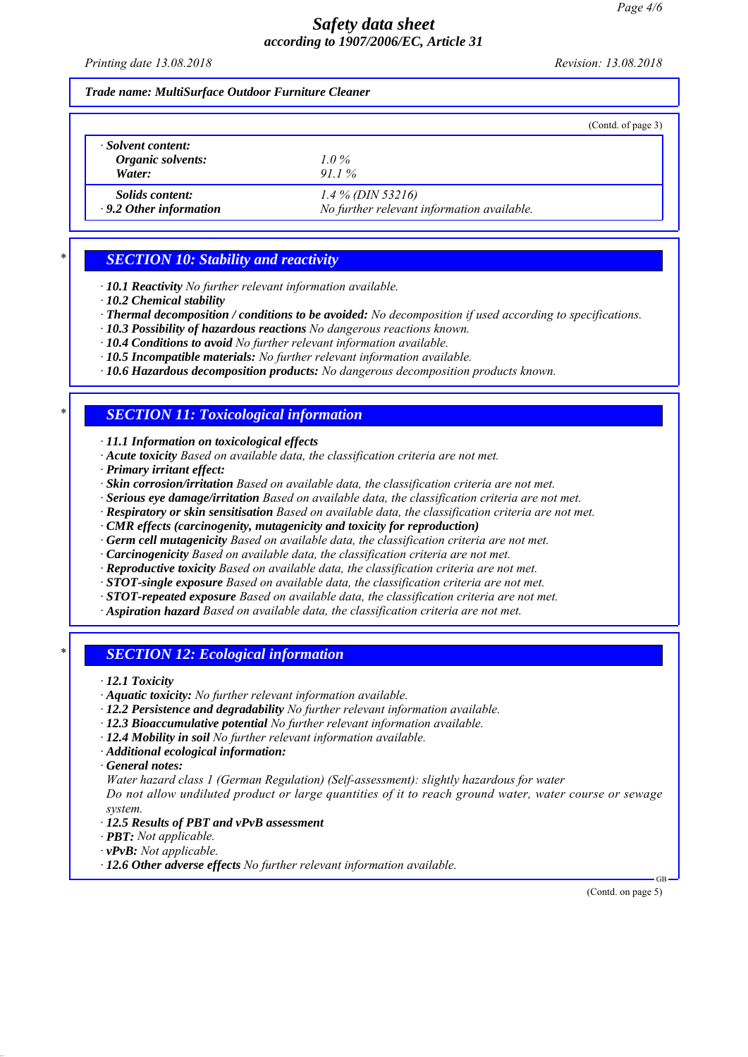Trade name: MultiSurface Outdoor Furniture Cleaner

(Contd. of page 3)

| · **Solvent content:** | |
|---|---|
| **Organic solvents:** | 1.0 % |
| **Water:** | 91.1 % |
| **Solids content:** | 1.4 % (DIN 53216) |
| · **9.2 Other information** | No further relevant information available. |

## SECTION 10: Stability and reactivity

· **10.1 Reactivity** No further relevant information available.
· **10.2 Chemical stability**
· **Thermal decomposition / conditions to be avoided:** No decomposition if used according to specifications.
· **10.3 Possibility of hazardous reactions** No dangerous reactions known.
· **10.4 Conditions to avoid** No further relevant information available.
· **10.5 Incompatible materials:** No further relevant information available.
· **10.6 Hazardous decomposition products:** No dangerous decomposition products known.

## SECTION 11: Toxicological information

· **11.1 Information on toxicological effects**
· **Acute toxicity** Based on available data, the classification criteria are not met.
· **Primary irritant effect:**
· **Skin corrosion/irritation** Based on available data, the classification criteria are not met.
· **Serious eye damage/irritation** Based on available data, the classification criteria are not met.
· **Respiratory or skin sensitisation** Based on available data, the classification criteria are not met.
· **CMR effects (carcinogenity, mutagenicity and toxicity for reproduction)**
· **Germ cell mutagenicity** Based on available data, the classification criteria are not met.
· **Carcinogenicity** Based on available data, the classification criteria are not met.
· **Reproductive toxicity** Based on available data, the classification criteria are not met.
· **STOT-single exposure** Based on available data, the classification criteria are not met.
· **STOT-repeated exposure** Based on available data, the classification criteria are not met.
· **Aspiration hazard** Based on available data, the classification criteria are not met.

## SECTION 12: Ecological information

· **12.1 Toxicity**
· **Aquatic toxicity:** No further relevant information available.
· **12.2 Persistence and degradability** No further relevant information available.
· **12.3 Bioaccumulative potential** No further relevant information available.
· **12.4 Mobility in soil** No further relevant information available.
· **Additional ecological information:**
· **General notes:**
Water hazard class 1 (German Regulation) (Self-assessment): slightly hazardous for water
Do not allow undiluted product or large quantities of it to reach ground water, water course or sewage system.
· **12.5 Results of PBT and vPvB assessment**
· **PBT:** Not applicable.
· **vPvB:** Not applicable.
· **12.6 Other adverse effects** No further relevant information available.

(Contd. on page 5)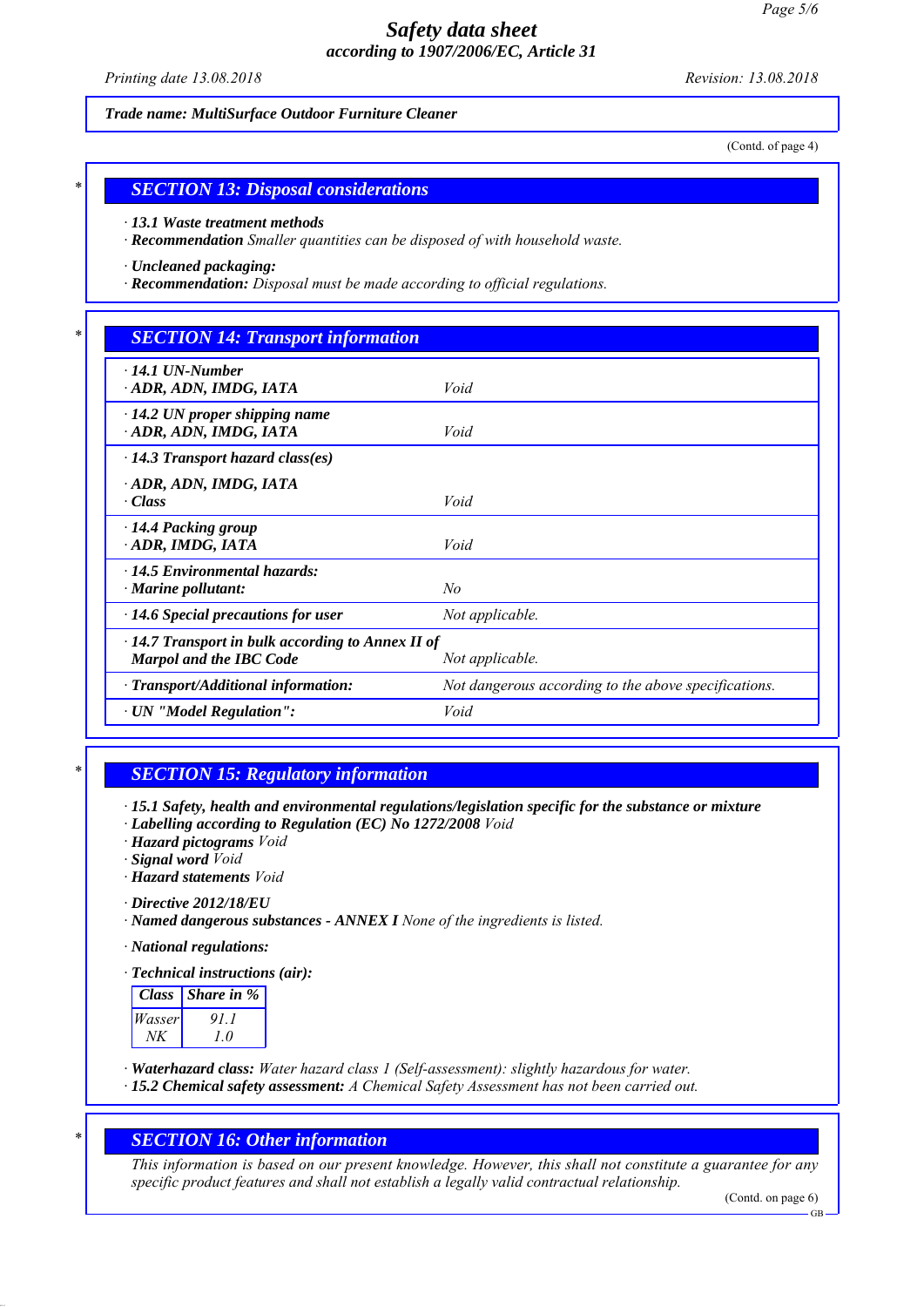**Trade name: MultiSurface Outdoor Furniture Cleaner**

(Contd. of page 4)

## SECTION 13: Disposal considerations

· **13.1 Waste treatment methods**
· **Recommendation** *Smaller quantities can be disposed of with household waste.*

· **Uncleaned packaging:**
· **Recommendation:** *Disposal must be made according to official regulations.*

## SECTION 14: Transport information

| | |
|---|---|
| · **14.1 UN-Number**<br>· **ADR, ADN, IMDG, IATA** | Void |
| · **14.2 UN proper shipping name**<br>· **ADR, ADN, IMDG, IATA** | Void |
| · **14.3 Transport hazard class(es)** | |
| · **ADR, ADN, IMDG, IATA**<br>· **Class** | Void |
| · **14.4 Packing group**<br>· **ADR, IMDG, IATA** | Void |
| · **14.5 Environmental hazards:**<br>· **Marine pollutant:** | No |
| · **14.6 Special precautions for user** | Not applicable. |
| · **14.7 Transport in bulk according to Annex II of Marpol and the IBC Code** | Not applicable. |
| · **Transport/Additional information:** | Not dangerous according to the above specifications. |
| · **UN "Model Regulation":** | Void |

## SECTION 15: Regulatory information

· **15.1 Safety, health and environmental regulations/legislation specific for the substance or mixture**
· **Labelling according to Regulation (EC) No 1272/2008** *Void*
· **Hazard pictograms** *Void*
· **Signal word** *Void*
· **Hazard statements** *Void*

· **Directive 2012/18/EU**
· **Named dangerous substances - ANNEX I** *None of the ingredients is listed.*

· **National regulations:**

· **Technical instructions (air):**

| Class | Share in % |
|---|---|
| Wasser | 91.1 |
| NK | 1.0 |

· **Waterhazard class:** *Water hazard class 1 (Self-assessment): slightly hazardous for water.*
· **15.2 Chemical safety assessment:** *A Chemical Safety Assessment has not been carried out.*

## SECTION 16: Other information

*This information is based on our present knowledge. However, this shall not constitute a guarantee for any specific product features and shall not establish a legally valid contractual relationship.*

(Contd. on page 6)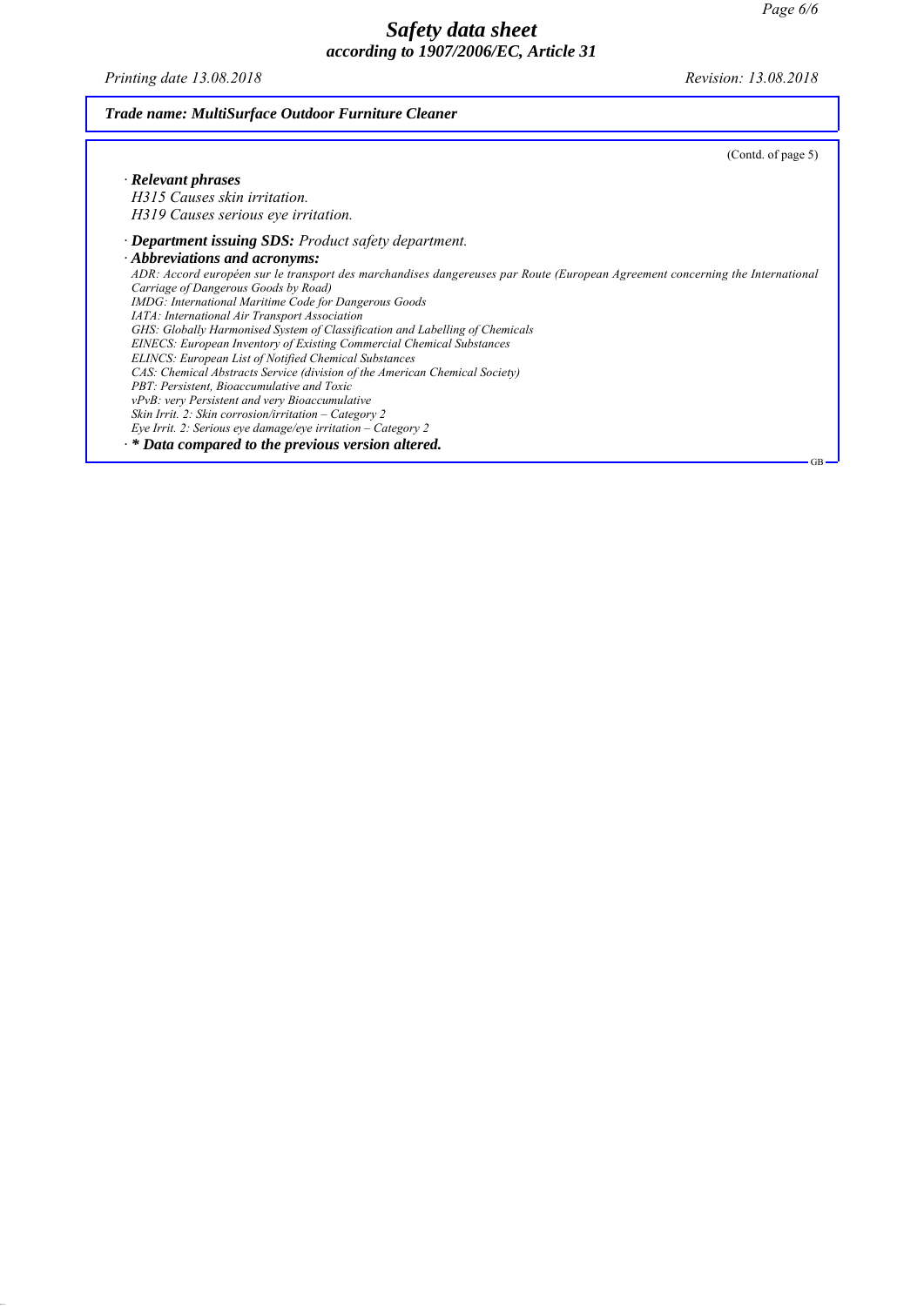(Contd. of page 5)

· ***Relevant phrases***
*H315 Causes skin irritation.*
*H319 Causes serious eye irritation.*

· ***Department issuing SDS:*** *Product safety department.*

· ***Abbreviations and acronyms:***
*ADR: Accord européen sur le transport des marchandises dangereuses par Route (European Agreement concerning the International Carriage of Dangerous Goods by Road)*
*IMDG: International Maritime Code for Dangerous Goods*
*IATA: International Air Transport Association*
*GHS: Globally Harmonised System of Classification and Labelling of Chemicals*
*EINECS: European Inventory of Existing Commercial Chemical Substances*
*ELINCS: European List of Notified Chemical Substances*
*CAS: Chemical Abstracts Service (division of the American Chemical Society)*
*PBT: Persistent, Bioaccumulative and Toxic*
*vPvB: very Persistent and very Bioaccumulative*
*Skin Irrit. 2: Skin corrosion/irritation – Category 2*
*Eye Irrit. 2: Serious eye damage/eye irritation – Category 2*

· ***\* Data compared to the previous version altered.***

GB